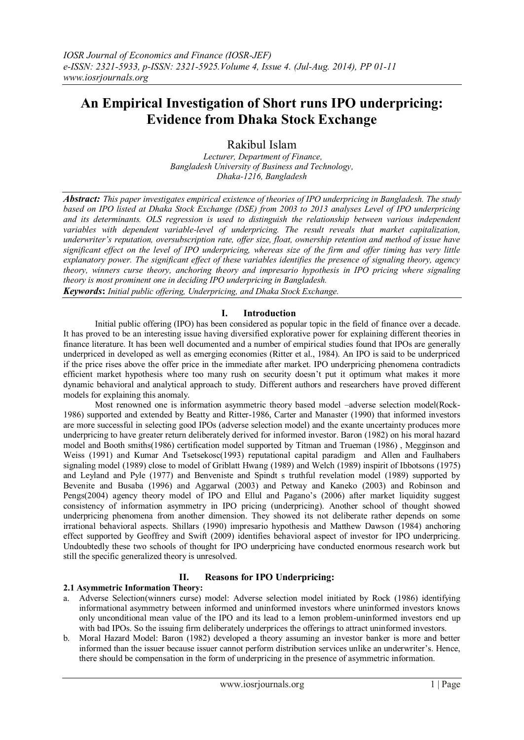# An Empirical Investigation of Short runs IPO underpricing: Evidence from Dhaka Stock Exchange

Rakibul Islam

*Lecturer, Department of Finance,*
*Bangladesh University of Business and Technology,*
*Dhaka-1216, Bangladesh*

***Abstract:*** *This paper investigates empirical existence of theories of IPO underpricing in Bangladesh. The study based on IPO listed at Dhaka Stock Exchange (DSE) from 2003 to 2013 analyses Level of IPO underpricing and its determinants. OLS regression is used to distinguish the relationship between various independent variables with dependent variable-level of underpricing. The result reveals that market capitalization, underwriter's reputation, oversubscription rate, offer size, float, ownership retention and method of issue have significant effect on the level of IPO underpricing, whereas size of the firm and offer timing has very little explanatory power. The significant effect of these variables identifies the presence of signaling theory, agency theory, winners curse theory, anchoring theory and impresario hypothesis in IPO pricing where signaling theory is most prominent one in deciding IPO underpricing in Bangladesh.*

***Keywords*:** *Initial public offering, Underpricing, and Dhaka Stock Exchange.*

## I. Introduction

Initial public offering (IPO) has been considered as popular topic in the field of finance over a decade. It has proved to be an interesting issue having diversified explorative power for explaining different theories in finance literature. It has been well documented and a number of empirical studies found that IPOs are generally underpriced in developed as well as emerging economies (Ritter et al., 1984). An IPO is said to be underpriced if the price rises above the offer price in the immediate after market. IPO underpricing phenomena contradicts efficient market hypothesis where too many rush on security doesn't put it optimum what makes it more dynamic behavioral and analytical approach to study. Different authors and researchers have proved different models for explaining this anomaly.

Most renowned one is information asymmetric theory based model –adverse selection model(Rock-1986) supported and extended by Beatty and Ritter-1986, Carter and Manaster (1990) that informed investors are more successful in selecting good IPOs (adverse selection model) and the exante uncertainty produces more underpricing to have greater return deliberately derived for informed investor. Baron (1982) on his moral hazard model and Booth smiths(1986) certification model supported by Titman and Trueman (1986) , Megginson and Weiss (1991) and Kumar And Tsetsekosc(1993) reputational capital paradigm and Allen and Faulhabers signaling model (1989) close to model of Griblatt Hwang (1989) and Welch (1989) inspirit of Ibbotsons (1975) and Leyland and Pyle (1977) and Benveniste and Spindt s truthful revelation model (1989) supported by Bevenite and Busaba (1996) and Aggarwal (2003) and Petway and Kaneko (2003) and Robinson and Pengs(2004) agency theory model of IPO and Ellul and Pagano's (2006) after market liquidity suggest consistency of information asymmetry in IPO pricing (underpricing). Another school of thought showed underpricing phenomena from another dimension. They showed its not deliberate rather depends on some irrational behavioral aspects. Shillars (1990) impresario hypothesis and Matthew Dawson (1984) anchoring effect supported by Geoffrey and Swift (2009) identifies behavioral aspect of investor for IPO underpricing. Undoubtedly these two schools of thought for IPO underpricing have conducted enormous research work but still the specific generalized theory is unresolved.

## II. Reasons for IPO Underpricing:

### 2.1 Asymmetric Information Theory:

a. Adverse Selection(winners curse) model: Adverse selection model initiated by Rock (1986) identifying informational asymmetry between informed and uninformed investors where uninformed investors knows only unconditional mean value of the IPO and its lead to a lemon problem-uninformed investors end up with bad IPOs. So the issuing firm deliberately underprices the offerings to attract uninformed investors.
b. Moral Hazard Model: Baron (1982) developed a theory assuming an investor banker is more and better informed than the issuer because issuer cannot perform distribution services unlike an underwriter's. Hence, there should be compensation in the form of underpricing in the presence of asymmetric information.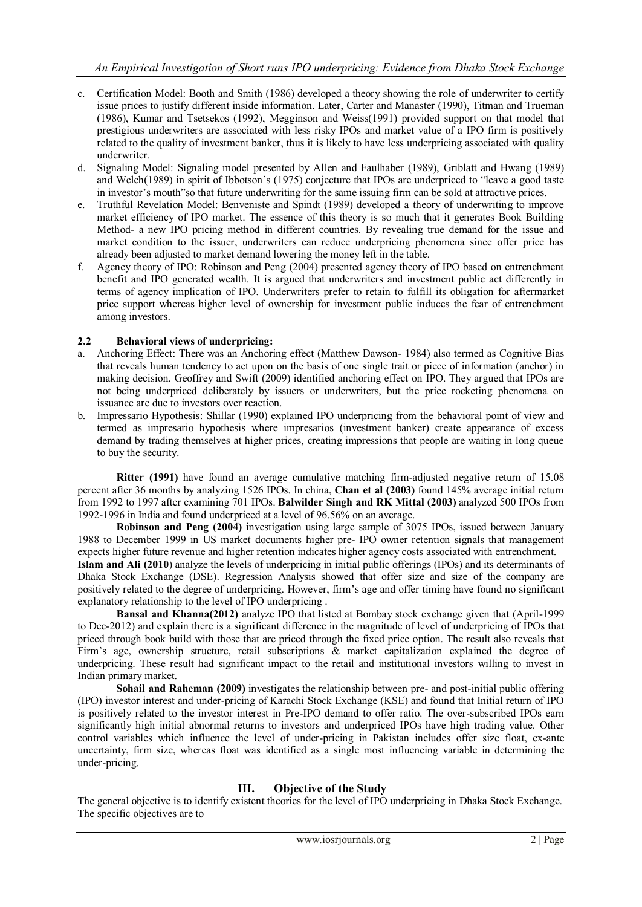c. Certification Model: Booth and Smith (1986) developed a theory showing the role of underwriter to certify issue prices to justify different inside information. Later, Carter and Manaster (1990), Titman and Trueman (1986), Kumar and Tsetsekos (1992), Megginson and Weiss(1991) provided support on that model that prestigious underwriters are associated with less risky IPOs and market value of a IPO firm is positively related to the quality of investment banker, thus it is likely to have less underpricing associated with quality underwriter.
d. Signaling Model: Signaling model presented by Allen and Faulhaber (1989), Griblatt and Hwang (1989) and Welch(1989) in spirit of Ibbotson's (1975) conjecture that IPOs are underpriced to "leave a good taste in investor's mouth"so that future underwriting for the same issuing firm can be sold at attractive prices.
e. Truthful Revelation Model: Benveniste and Spindt (1989) developed a theory of underwriting to improve market efficiency of IPO market. The essence of this theory is so much that it generates Book Building Method- a new IPO pricing method in different countries. By revealing true demand for the issue and market condition to the issuer, underwriters can reduce underpricing phenomena since offer price has already been adjusted to market demand lowering the money left in the table.
f. Agency theory of IPO: Robinson and Peng (2004) presented agency theory of IPO based on entrenchment benefit and IPO generated wealth. It is argued that underwriters and investment public act differently in terms of agency implication of IPO. Underwriters prefer to retain to fulfill its obligation for aftermarket price support whereas higher level of ownership for investment public induces the fear of entrenchment among investors.

### 2.2 Behavioral views of underpricing:

a. Anchoring Effect: There was an Anchoring effect (Matthew Dawson- 1984) also termed as Cognitive Bias that reveals human tendency to act upon on the basis of one single trait or piece of information (anchor) in making decision. Geoffrey and Swift (2009) identified anchoring effect on IPO. They argued that IPOs are not being underpriced deliberately by issuers or underwriters, but the price rocketing phenomena on issuance are due to investors over reaction.
b. Impressario Hypothesis: Shillar (1990) explained IPO underpricing from the behavioral point of view and termed as impresario hypothesis where impresarios (investment banker) create appearance of excess demand by trading themselves at higher prices, creating impressions that people are waiting in long queue to buy the security.

**Ritter (1991)** have found an average cumulative matching firm-adjusted negative return of 15.08 percent after 36 months by analyzing 1526 IPOs. In china, **Chan et al (2003)** found 145% average initial return from 1992 to 1997 after examining 701 IPOs. **Balwilder Singh and RK Mittal (2003)** analyzed 500 IPOs from 1992-1996 in India and found underpriced at a level of 96.56% on an average.

**Robinson and Peng (2004)** investigation using large sample of 3075 IPOs, issued between January 1988 to December 1999 in US market documents higher pre- IPO owner retention signals that management expects higher future revenue and higher retention indicates higher agency costs associated with entrenchment.

**Islam and Ali (2010**) analyze the levels of underpricing in initial public offerings (IPOs) and its determinants of Dhaka Stock Exchange (DSE). Regression Analysis showed that offer size and size of the company are positively related to the degree of underpricing. However, firm's age and offer timing have found no significant explanatory relationship to the level of IPO underpricing .

**Bansal and Khanna(2012)** analyze IPO that listed at Bombay stock exchange given that (April-1999 to Dec-2012) and explain there is a significant difference in the magnitude of level of underpricing of IPOs that priced through book build with those that are priced through the fixed price option. The result also reveals that Firm's age, ownership structure, retail subscriptions & market capitalization explained the degree of underpricing. These result had significant impact to the retail and institutional investors willing to invest in Indian primary market.

**Sohail and Raheman (2009)** investigates the relationship between pre- and post-initial public offering (IPO) investor interest and under-pricing of Karachi Stock Exchange (KSE) and found that Initial return of IPO is positively related to the investor interest in Pre-IPO demand to offer ratio. The over-subscribed IPOs earn significantly high initial abnormal returns to investors and underpriced IPOs have high trading value. Other control variables which influence the level of under-pricing in Pakistan includes offer size float, ex-ante uncertainty, firm size, whereas float was identified as a single most influencing variable in determining the under-pricing.

## III. Objective of the Study

The general objective is to identify existent theories for the level of IPO underpricing in Dhaka Stock Exchange. The specific objectives are to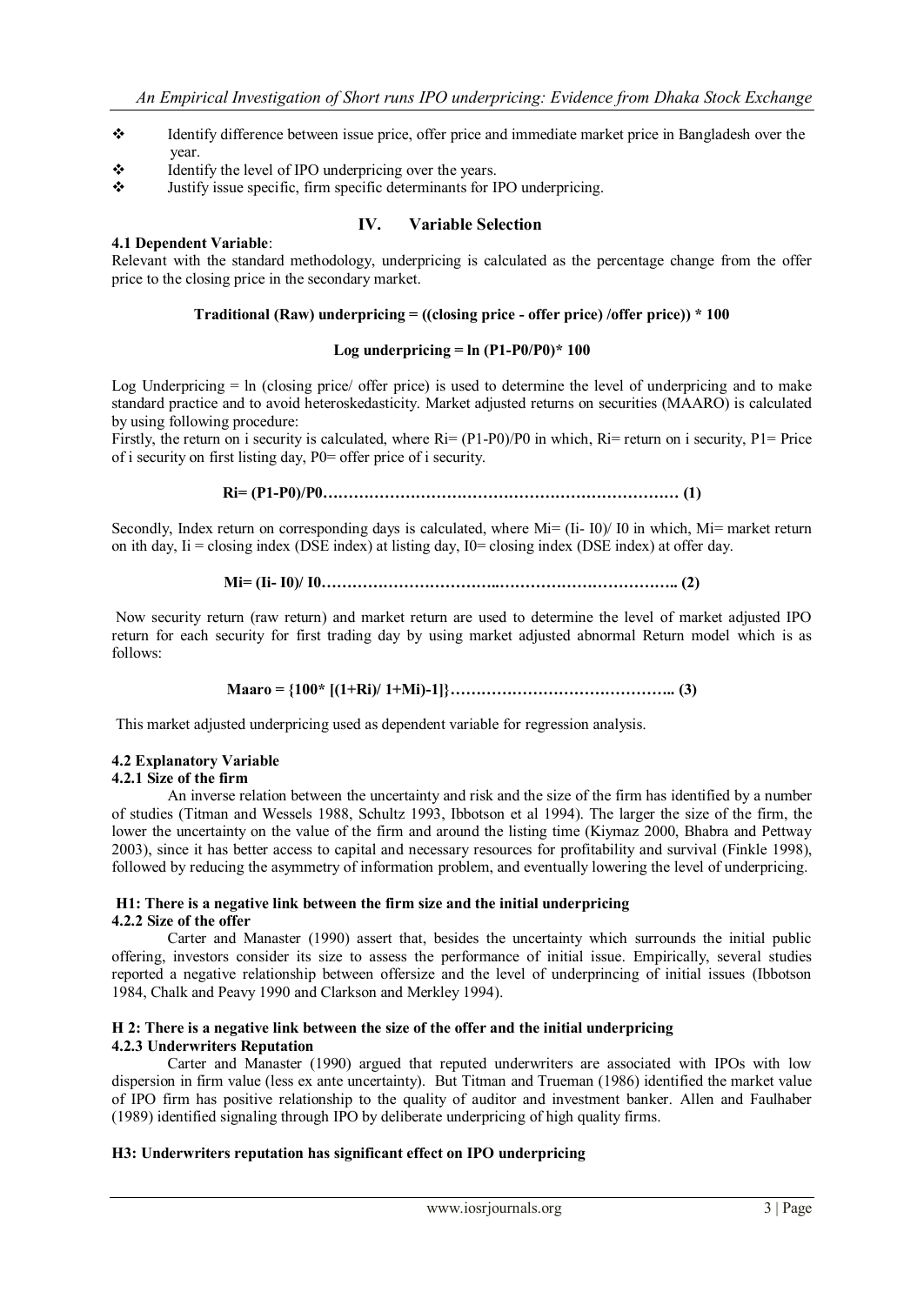- Identify difference between issue price, offer price and immediate market price in Bangladesh over the year.
- Identify the level of IPO underpricing over the years.
- Justify issue specific, firm specific determinants for IPO underpricing.

## IV. Variable Selection

### 4.1 Dependent Variable:

Relevant with the standard methodology, underpricing is calculated as the percentage change from the offer price to the closing price in the secondary market.

**Traditional (Raw) underpricing = ((closing price - offer price) /offer price)) * 100**

**Log underpricing = ln (P1-P0/P0)* 100**

Log Underpricing = ln (closing price/ offer price) is used to determine the level of underpricing and to make standard practice and to avoid heteroskedasticity. Market adjusted returns on securities (MAARO) is calculated by using following procedure:

Firstly, the return on i security is calculated, where $R_i = (P_1 - P_0)/P_0$ in which, $R_i$= return on i security, $P_1$= Price of i security on first listing day, $P_0$= offer price of i security.

$$R_i = (P_1 - P_0)/P_0 \quad (1)$$

Secondly, Index return on corresponding days is calculated, where $M_i = (I_i - I_0)/I_0$ in which, $M_i$= market return on ith day, $I_i$ = closing index (DSE index) at listing day, $I_0$= closing index (DSE index) at offer day.

$$M_i = (I_i - I_0)/I_0 \quad (2)$$

Now security return (raw return) and market return are used to determine the level of market adjusted IPO return for each security for first trading day by using market adjusted abnormal Return model which is as follows:

$$Maaro = \{100 * [(1+R_i)/ 1+M_i)-1]\} \quad (3)$$

This market adjusted underpricing used as dependent variable for regression analysis.

### 4.2 Explanatory Variable

#### 4.2.1 Size of the firm

An inverse relation between the uncertainty and risk and the size of the firm has identified by a number of studies (Titman and Wessels 1988, Schultz 1993, Ibbotson et al 1994). The larger the size of the firm, the lower the uncertainty on the value of the firm and around the listing time (Kiymaz 2000, Bhabra and Pettway 2003), since it has better access to capital and necessary resources for profitability and survival (Finkle 1998), followed by reducing the asymmetry of information problem, and eventually lowering the level of underpricing.

**H1: There is a negative link between the firm size and the initial underpricing**

#### 4.2.2 Size of the offer

Carter and Manaster (1990) assert that, besides the uncertainty which surrounds the initial public offering, investors consider its size to assess the performance of initial issue. Empirically, several studies reported a negative relationship between offersize and the level of underprincing of initial issues (Ibbotson 1984, Chalk and Peavy 1990 and Clarkson and Merkley 1994).

**H 2: There is a negative link between the size of the offer and the initial underpricing**

#### 4.2.3 Underwriters Reputation

Carter and Manaster (1990) argued that reputed underwriters are associated with IPOs with low dispersion in firm value (less ex ante uncertainty). But Titman and Trueman (1986) identified the market value of IPO firm has positive relationship to the quality of auditor and investment banker. Allen and Faulhaber (1989) identified signaling through IPO by deliberate underpricing of high quality firms.

**H3: Underwriters reputation has significant effect on IPO underpricing**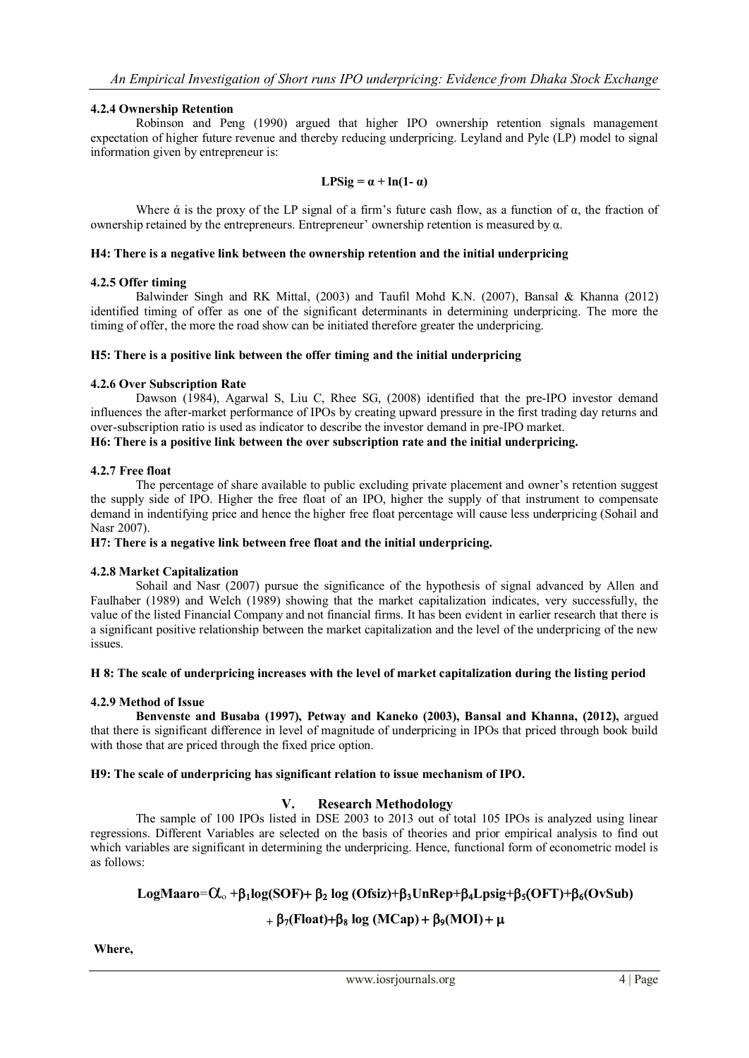#### 4.2.4 Ownership Retention

Robinson and Peng (1990) argued that higher IPO ownership retention signals management expectation of higher future revenue and thereby reducing underpricing. Leyland and Pyle (LP) model to signal information given by entrepreneur is:

$$\textbf{LPSig} = \alpha + \ln(1-\alpha)$$

Where ά is the proxy of the LP signal of a firm's future cash flow, as a function of α, the fraction of ownership retained by the entrepreneurs. Entrepreneur' ownership retention is measured by α.

**H4: There is a negative link between the ownership retention and the initial underpricing**

#### 4.2.5 Offer timing

Balwinder Singh and RK Mittal, (2003) and Taufil Mohd K.N. (2007), Bansal & Khanna (2012) identified timing of offer as one of the significant determinants in determining underpricing. The more the timing of offer, the more the road show can be initiated therefore greater the underpricing.

**H5: There is a positive link between the offer timing and the initial underpricing**

#### 4.2.6 Over Subscription Rate

Dawson (1984), Agarwal S, Liu C, Rhee SG, (2008) identified that the pre-IPO investor demand influences the after-market performance of IPOs by creating upward pressure in the first trading day returns and over-subscription ratio is used as indicator to describe the investor demand in pre-IPO market.

**H6: There is a positive link between the over subscription rate and the initial underpricing.**

#### 4.2.7 Free float

The percentage of share available to public excluding private placement and owner's retention suggest the supply side of IPO. Higher the free float of an IPO, higher the supply of that instrument to compensate demand in indentifying price and hence the higher free float percentage will cause less underpricing (Sohail and Nasr 2007).

**H7: There is a negative link between free float and the initial underpricing.**

#### 4.2.8 Market Capitalization

Sohail and Nasr (2007) pursue the significance of the hypothesis of signal advanced by Allen and Faulhaber (1989) and Welch (1989) showing that the market capitalization indicates, very successfully, the value of the listed Financial Company and not financial firms. It has been evident in earlier research that there is a significant positive relationship between the market capitalization and the level of the underpricing of the new issues.

**H 8: The scale of underpricing increases with the level of market capitalization during the listing period**

#### 4.2.9 Method of Issue

**Benvenste and Busaba (1997), Petway and Kaneko (2003), Bansal and Khanna, (2012),** argued that there is significant difference in level of magnitude of underpricing in IPOs that priced through book build with those that are priced through the fixed price option.

**H9: The scale of underpricing has significant relation to issue mechanism of IPO.**

## V. Research Methodology

The sample of 100 IPOs listed in DSE 2003 to 2013 out of total 105 IPOs is analyzed using linear regressions. Different Variables are selected on the basis of theories and prior empirical analysis to find out which variables are significant in determining the underpricing. Hence, functional form of econometric model is as follows:

$$\text{LogMaaro} = \alpha_o + \beta_1 \log(\text{SOF}) + \beta_2 \log(\text{Ofsiz}) + \beta_3 \text{UnRep} + \beta_4 \text{Lpsig} + \beta_5(\text{OFT}) + \beta_6(\text{OvSub})$$

$$+ \beta_7(\text{Float}) + \beta_8 \log(\text{MCap}) + \beta_9(\text{MOI}) + \mu$$

**Where,**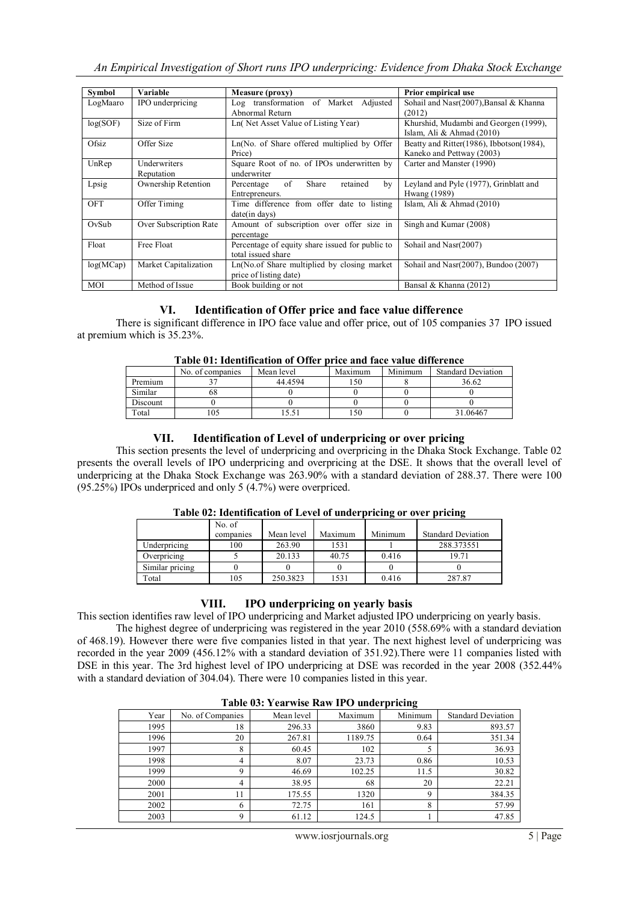| Symbol | Variable | Measure (proxy) | Prior empirical use |
|---|---|---|---|
| LogMaaro | IPO underpricing | Log transformation of Market Adjusted Abnormal Return | Sohail and Nasr(2007),Bansal & Khanna (2012) |
| log(SOF) | Size of Firm | Ln( Net Asset Value of Listing Year) | Khurshid, Mudambi and Georgen (1999), Islam, Ali & Ahmad (2010) |
| Ofsiz | Offer Size | Ln(No. of Share offered multiplied by Offer Price) | Beatty and Ritter(1986), Ibbotson(1984), Kaneko and Pettway (2003) |
| UnRep | Underwriters Reputation | Square Root of no. of IPOs underwritten by underwriter | Carter and Manster (1990) |
| Lpsig | Ownership Retention | Percentage of Share retained by Entrepreneurs. | Leyland and Pyle (1977), Grinblatt and Hwang (1989) |
| OFT | Offer Timing | Time difference from offer date to listing date(in days) | Islam, Ali & Ahmad (2010) |
| OvSub | Over Subscription Rate | Amount of subscription over offer size in percentage | Singh and Kumar (2008) |
| Float | Free Float | Percentage of equity share issued for public to total issued share | Sohail and Nasr(2007) |
| log(MCap) | Market Capitalization | Ln(No.of Share multiplied by closing market price of listing date) | Sohail and Nasr(2007), Bundoo (2007) |
| MOI | Method of Issue | Book building or not | Bansal & Khanna (2012) |

## VI. Identification of Offer price and face value difference

There is significant difference in IPO face value and offer price, out of 105 companies 37 IPO issued at premium which is 35.23%.

**Table 01: Identification of Offer price and face value difference**

| | No. of companies | Mean level | Maximum | Minimum | Standard Deviation |
|---|---|---|---|---|---|
| Premium | 37 | 44.4594 | 150 | 8 | 36.62 |
| Similar | 68 | 0 | 0 | 0 | 0 |
| Discount | 0 | 0 | 0 | 0 | 0 |
| Total | 105 | 15.51 | 150 | 0 | 31.06467 |

## VII. Identification of Level of underpricing or over pricing

This section presents the level of underpricing and overpricing in the Dhaka Stock Exchange. Table 02 presents the overall levels of IPO underpricing and overpricing at the DSE. It shows that the overall level of underpricing at the Dhaka Stock Exchange was 263.90% with a standard deviation of 288.37. There were 100 (95.25%) IPOs underpriced and only 5 (4.7%) were overpriced.

**Table 02: Identification of Level of underpricing or over pricing**

| | No. of companies | Mean level | Maximum | Minimum | Standard Deviation |
|---|---|---|---|---|---|
| Underpricing | 100 | 263.90 | 1531 | 1 | 288.373551 |
| Overpricing | 5 | 20.133 | 40.75 | 0.416 | 19.71 |
| Similar pricing | 0 | 0 | 0 | 0 | 0 |
| Total | 105 | 250.3823 | 1531 | 0.416 | 287.87 |

## VIII. IPO underpricing on yearly basis

This section identifies raw level of IPO underpricing and Market adjusted IPO underpricing on yearly basis.

The highest degree of underpricing was registered in the year 2010 (558.69% with a standard deviation of 468.19). However there were five companies listed in that year. The next highest level of underpricing was recorded in the year 2009 (456.12% with a standard deviation of 351.92).There were 11 companies listed with DSE in this year. The 3rd highest level of IPO underpricing at DSE was recorded in the year 2008 (352.44% with a standard deviation of 304.04). There were 10 companies listed in this year.

**Table 03: Yearwise Raw IPO underpricing**

| Year | No. of Companies | Mean level | Maximum | Minimum | Standard Deviation |
|---|---|---|---|---|---|
| 1995 | 18 | 296.33 | 3860 | 9.83 | 893.57 |
| 1996 | 20 | 267.81 | 1189.75 | 0.64 | 351.34 |
| 1997 | 8 | 60.45 | 102 | 5 | 36.93 |
| 1998 | 4 | 8.07 | 23.73 | 0.86 | 10.53 |
| 1999 | 9 | 46.69 | 102.25 | 11.5 | 30.82 |
| 2000 | 4 | 38.95 | 68 | 20 | 22.21 |
| 2001 | 11 | 175.55 | 1320 | 9 | 384.35 |
| 2002 | 6 | 72.75 | 161 | 8 | 57.99 |
| 2003 | 9 | 61.12 | 124.5 | 1 | 47.85 |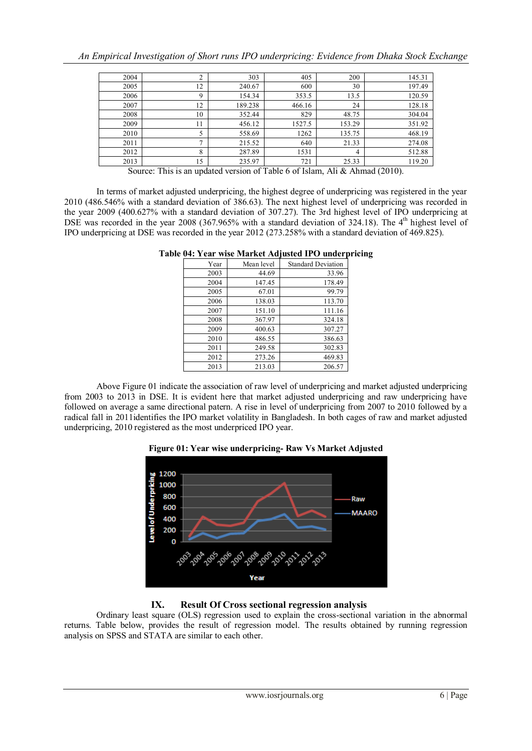| 2004 | 2 | 303 | 405 | 200 | 145.31 |
|---|---|---|---|---|---|
| 2005 | 12 | 240.67 | 600 | 30 | 197.49 |
| 2006 | 9 | 154.34 | 353.5 | 13.5 | 120.59 |
| 2007 | 12 | 189.238 | 466.16 | 24 | 128.18 |
| 2008 | 10 | 352.44 | 829 | 48.75 | 304.04 |
| 2009 | 11 | 456.12 | 1527.5 | 153.29 | 351.92 |
| 2010 | 5 | 558.69 | 1262 | 135.75 | 468.19 |
| 2011 | 7 | 215.52 | 640 | 21.33 | 274.08 |
| 2012 | 8 | 287.89 | 1531 | 4 | 512.88 |
| 2013 | 15 | 235.97 | 721 | 25.33 | 119.20 |

Source: This is an updated version of Table 6 of Islam, Ali & Ahmad (2010).

In terms of market adjusted underpricing, the highest degree of underpricing was registered in the year 2010 (486.546% with a standard deviation of 386.63). The next highest level of underpricing was recorded in the year 2009 (400.627% with a standard deviation of 307.27). The 3rd highest level of IPO underpricing at DSE was recorded in the year 2008 (367.965% with a standard deviation of 324.18). The 4th highest level of IPO underpricing at DSE was recorded in the year 2012 (273.258% with a standard deviation of 469.825).

**Table 04: Year wise Market Adjusted IPO underpricing**

| Year | Mean level | Standard Deviation |
|---|---|---|
| 2003 | 44.69 | 33.96 |
| 2004 | 147.45 | 178.49 |
| 2005 | 67.01 | 99.79 |
| 2006 | 138.03 | 113.70 |
| 2007 | 151.10 | 111.16 |
| 2008 | 367.97 | 324.18 |
| 2009 | 400.63 | 307.27 |
| 2010 | 486.55 | 386.63 |
| 2011 | 249.58 | 302.83 |
| 2012 | 273.26 | 469.83 |
| 2013 | 213.03 | 206.57 |

Above Figure 01 indicate the association of raw level of underpricing and market adjusted underpricing from 2003 to 2013 in DSE. It is evident here that market adjusted underpricing and raw underpricing have followed on average a same directional patern. A rise in level of underpricing from 2007 to 2010 followed by a radical fall in 2011identifies the IPO market volatility in Bangladesh. In both cages of raw and market adjusted underpricing, 2010 registered as the most underpriced IPO year.

**Figure 01: Year wise underpricing- Raw Vs Market Adjusted**

## IX. Result Of Cross sectional regression analysis

Ordinary least square (OLS) regression used to explain the cross-sectional variation in the abnormal returns. Table below, provides the result of regression model. The results obtained by running regression analysis on SPSS and STATA are similar to each other.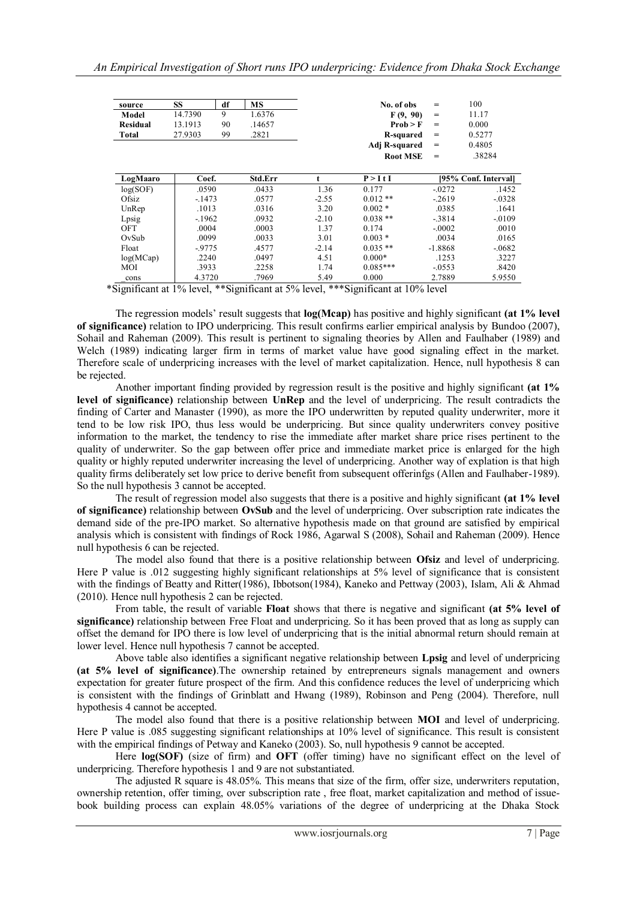| source | SS | df | MS |
|---|---|---|---|
| Model | 14.7390 | 9 | 1.6376 |
| Residual | 13.1913 | 90 | .14657 |
| Total | 27.9303 | 99 | .2821 |

| | | |
|---|---|---|
| No. of obs | = | 100 |
| F (9, 90) | = | 11.17 |
| Prob > F | = | 0.000 |
| R-squared | = | 0.5277 |
| Adj R-squared | = | 0.4805 |
| Root MSE | = | .38284 |

| LogMaaro | Coef. | Std.Err | t | P > I t I | [95% Conf. Interval] | |
|---|---|---|---|---|---|---|
| log(SOF) | .0590 | .0433 | 1.36 | 0.177 | -.0272 | .1452 |
| Ofsiz | -.1473 | .0577 | -2.55 | 0.012 ** | -.2619 | -.0328 |
| UnRep | .1013 | .0316 | 3.20 | 0.002 * | .0385 | .1641 |
| Lpsig | -.1962 | .0932 | -2.10 | 0.038 ** | -.3814 | -.0109 |
| OFT | .0004 | .0003 | 1.37 | 0.174 | -.0002 | .0010 |
| OvSub | .0099 | .0033 | 3.01 | 0.003 * | .0034 | .0165 |
| Float | -.9775 | .4577 | -2.14 | 0.035 ** | -1.8868 | -.0682 |
| log(MCap) | .2240 | .0497 | 4.51 | 0.000* | .1253 | .3227 |
| MOI | .3933 | .2258 | 1.74 | 0.085*** | -.0553 | .8420 |
| _cons | 4.3720 | .7969 | 5.49 | 0.000 | 2.7889 | 5.9550 |

*Significant at 1% level, **Significant at 5% level, ***Significant at 10% level

The regression models' result suggests that **log(Mcap)** has positive and highly significant **(at 1% level of significance)** relation to IPO underpricing. This result confirms earlier empirical analysis by Bundoo (2007), Sohail and Raheman (2009). This result is pertinent to signaling theories by Allen and Faulhaber (1989) and Welch (1989) indicating larger firm in terms of market value have good signaling effect in the market. Therefore scale of underpricing increases with the level of market capitalization. Hence, null hypothesis 8 can be rejected.

Another important finding provided by regression result is the positive and highly significant **(at 1% level of significance)** relationship between **UnRep** and the level of underpricing. The result contradicts the finding of Carter and Manaster (1990), as more the IPO underwritten by reputed quality underwriter, more it tend to be low risk IPO, thus less would be underpricing. But since quality underwriters convey positive information to the market, the tendency to rise the immediate after market share price rises pertinent to the quality of underwriter. So the gap between offer price and immediate market price is enlarged for the high quality or highly reputed underwriter increasing the level of underpricing. Another way of explation is that high quality firms deliberately set low price to derive benefit from subsequent offerinfgs (Allen and Faulhaber-1989). So the null hypothesis 3 cannot be accepted.

The result of regression model also suggests that there is a positive and highly significant **(at 1% level of significance)** relationship between **OvSub** and the level of underpricing. Over subscription rate indicates the demand side of the pre-IPO market. So alternative hypothesis made on that ground are satisfied by empirical analysis which is consistent with findings of Rock 1986, Agarwal S (2008), Sohail and Raheman (2009). Hence null hypothesis 6 can be rejected.

The model also found that there is a positive relationship between **Ofsiz** and level of underpricing. Here P value is .012 suggesting highly significant relationships at 5% level of significance that is consistent with the findings of Beatty and Ritter(1986), Ibbotson(1984), Kaneko and Pettway (2003), Islam, Ali & Ahmad (2010). Hence null hypothesis 2 can be rejected.

From table, the result of variable **Float** shows that there is negative and significant **(at 5% level of significance)** relationship between Free Float and underpricing. So it has been proved that as long as supply can offset the demand for IPO there is low level of underpricing that is the initial abnormal return should remain at lower level. Hence null hypothesis 7 cannot be accepted.

Above table also identifies a significant negative relationship between **Lpsig** and level of underpricing **(at 5% level of significance)**.The ownership retained by entrepreneurs signals management and owners expectation for greater future prospect of the firm. And this confidence reduces the level of underpricing which is consistent with the findings of Grinblatt and Hwang (1989), Robinson and Peng (2004). Therefore, null hypothesis 4 cannot be accepted.

The model also found that there is a positive relationship between **MOI** and level of underpricing. Here P value is .085 suggesting significant relationships at 10% level of significance. This result is consistent with the empirical findings of Petway and Kaneko (2003). So, null hypothesis 9 cannot be accepted.

Here **log(SOF)** (size of firm) and **OFT** (offer timing) have no significant effect on the level of underpricing. Therefore hypothesis 1 and 9 are not substantiated.

The adjusted R square is 48.05%. This means that size of the firm, offer size, underwriters reputation, ownership retention, offer timing, over subscription rate , free float, market capitalization and method of issue-book building process can explain 48.05% variations of the degree of underpricing at the Dhaka Stock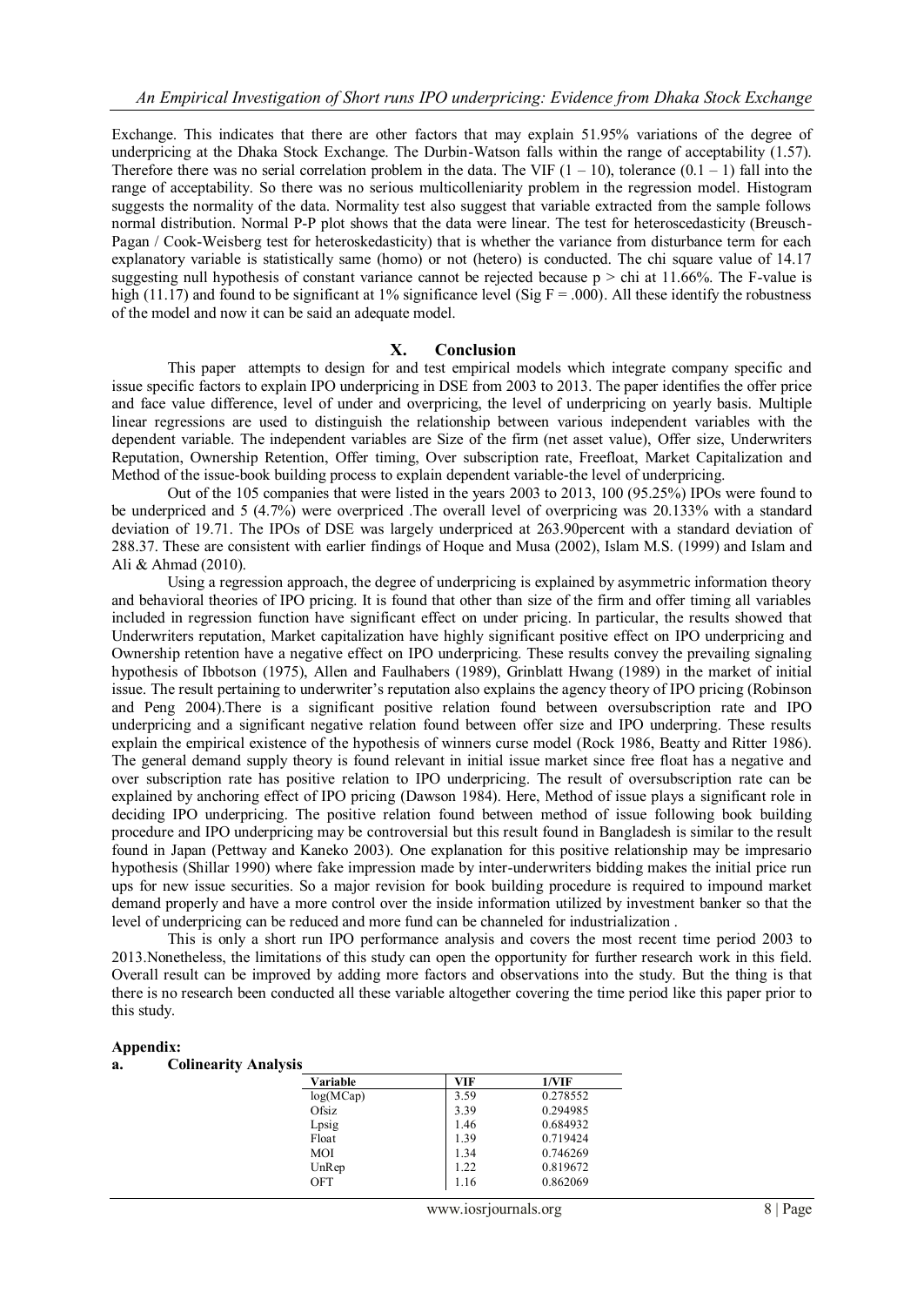Exchange. This indicates that there are other factors that may explain 51.95% variations of the degree of underpricing at the Dhaka Stock Exchange. The Durbin-Watson falls within the range of acceptability (1.57). Therefore there was no serial correlation problem in the data. The VIF (1 – 10), tolerance (0.1 – 1) fall into the range of acceptability. So there was no serious multicolleniarity problem in the regression model. Histogram suggests the normality of the data. Normality test also suggest that variable extracted from the sample follows normal distribution. Normal P-P plot shows that the data were linear. The test for heteroscedasticity (Breusch-Pagan / Cook-Weisberg test for heteroskedasticity) that is whether the variance from disturbance term for each explanatory variable is statistically same (homo) or not (hetero) is conducted. The chi square value of 14.17 suggesting null hypothesis of constant variance cannot be rejected because p > chi at 11.66%. The F-value is high (11.17) and found to be significant at 1% significance level (Sig F = .000). All these identify the robustness of the model and now it can be said an adequate model.

## X. Conclusion

This paper attempts to design for and test empirical models which integrate company specific and issue specific factors to explain IPO underpricing in DSE from 2003 to 2013. The paper identifies the offer price and face value difference, level of under and overpricing, the level of underpricing on yearly basis. Multiple linear regressions are used to distinguish the relationship between various independent variables with the dependent variable. The independent variables are Size of the firm (net asset value), Offer size, Underwriters Reputation, Ownership Retention, Offer timing, Over subscription rate, Freefloat, Market Capitalization and Method of the issue-book building process to explain dependent variable-the level of underpricing.

Out of the 105 companies that were listed in the years 2003 to 2013, 100 (95.25%) IPOs were found to be underpriced and 5 (4.7%) were overpriced .The overall level of overpricing was 20.133% with a standard deviation of 19.71. The IPOs of DSE was largely underpriced at 263.90percent with a standard deviation of 288.37. These are consistent with earlier findings of Hoque and Musa (2002), Islam M.S. (1999) and Islam and Ali & Ahmad (2010).

Using a regression approach, the degree of underpricing is explained by asymmetric information theory and behavioral theories of IPO pricing. It is found that other than size of the firm and offer timing all variables included in regression function have significant effect on under pricing. In particular, the results showed that Underwriters reputation, Market capitalization have highly significant positive effect on IPO underpricing and Ownership retention have a negative effect on IPO underpricing. These results convey the prevailing signaling hypothesis of Ibbotson (1975), Allen and Faulhabers (1989), Grinblatt Hwang (1989) in the market of initial issue. The result pertaining to underwriter's reputation also explains the agency theory of IPO pricing (Robinson and Peng 2004).There is a significant positive relation found between oversubscription rate and IPO underpricing and a significant negative relation found between offer size and IPO underpring. These results explain the empirical existence of the hypothesis of winners curse model (Rock 1986, Beatty and Ritter 1986). The general demand supply theory is found relevant in initial issue market since free float has a negative and over subscription rate has positive relation to IPO underpricing. The result of oversubscription rate can be explained by anchoring effect of IPO pricing (Dawson 1984). Here, Method of issue plays a significant role in deciding IPO underpricing. The positive relation found between method of issue following book building procedure and IPO underpricing may be controversial but this result found in Bangladesh is similar to the result found in Japan (Pettway and Kaneko 2003). One explanation for this positive relationship may be impresario hypothesis (Shillar 1990) where fake impression made by inter-underwriters bidding makes the initial price run ups for new issue securities. So a major revision for book building procedure is required to impound market demand properly and have a more control over the inside information utilized by investment banker so that the level of underpricing can be reduced and more fund can be channeled for industrialization .

This is only a short run IPO performance analysis and covers the most recent time period 2003 to 2013.Nonetheless, the limitations of this study can open the opportunity for further research work in this field. Overall result can be improved by adding more factors and observations into the study. But the thing is that there is no research been conducted all these variable altogether covering the time period like this paper prior to this study.

**Appendix:**

**a. Colinearity Analysis**

| Variable | VIF | 1/VIF |
|---|---|---|
| log(MCap) | 3.59 | 0.278552 |
| Ofsiz | 3.39 | 0.294985 |
| Lpsig | 1.46 | 0.684932 |
| Float | 1.39 | 0.719424 |
| MOI | 1.34 | 0.746269 |
| UnRep | 1.22 | 0.819672 |
| OFT | 1.16 | 0.862069 |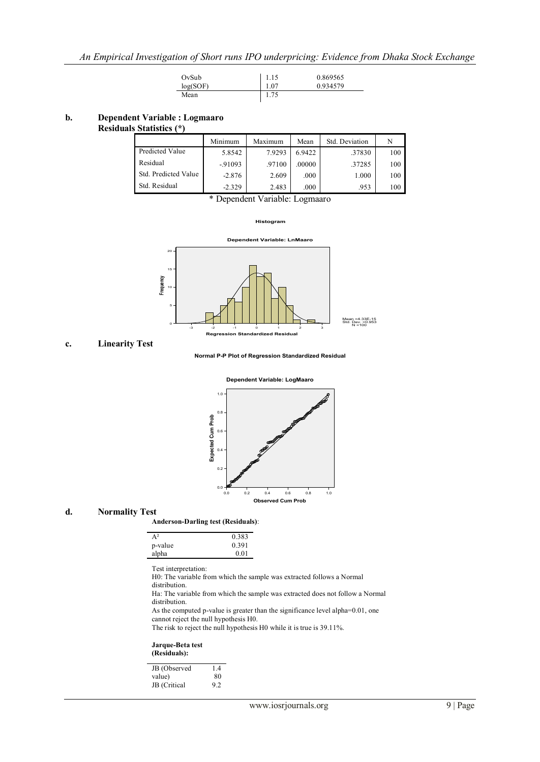| | | |
|---|---|---|
| OvSub | 1.15 | 0.869565 |
| log(SOF) | 1.07 | 0.934579 |
| Mean | 1.75 | |

**b. Dependent Variable : Logmaaro**

**Residuals Statistics (*)**

| | Minimum | Maximum | Mean | Std. Deviation | N |
|---|---|---|---|---|---|
| Predicted Value | 5.8542 | 7.9293 | 6.9422 | .37830 | 100 |
| Residual | -.91093 | .97100 | .00000 | .37285 | 100 |
| Std. Predicted Value | -2.876 | 2.609 | .000 | 1.000 | 100 |
| Std. Residual | -2.329 | 2.483 | .000 | .953 | 100 |

\* Dependent Variable: Logmaaro

**Histogram**

**Dependent Variable: LnMaaro**

Mean =4.33E-15
Std. Dev. =0.953
N =100

**c. Linearity Test**

**Normal P-P Plot of Regression Standardized Residual**

**Dependent Variable: LogMaaro**

**d. Normality Test**

**Anderson-Darling test (Residuals)**:

| | |
|---|---|
| A² | 0.383 |
| p-value | 0.391 |
| alpha | 0.01 |

Test interpretation:
H0: The variable from which the sample was extracted follows a Normal distribution.
Ha: The variable from which the sample was extracted does not follow a Normal distribution.
As the computed p-value is greater than the significance level alpha=0.01, one cannot reject the null hypothesis H0.
The risk to reject the null hypothesis H0 while it is true is 39.11%.

**Jarque-Beta test (Residuals):**

| | |
|---|---|
| JB (Observed value) | 1.480 |
| JB (Critical | 9.2 |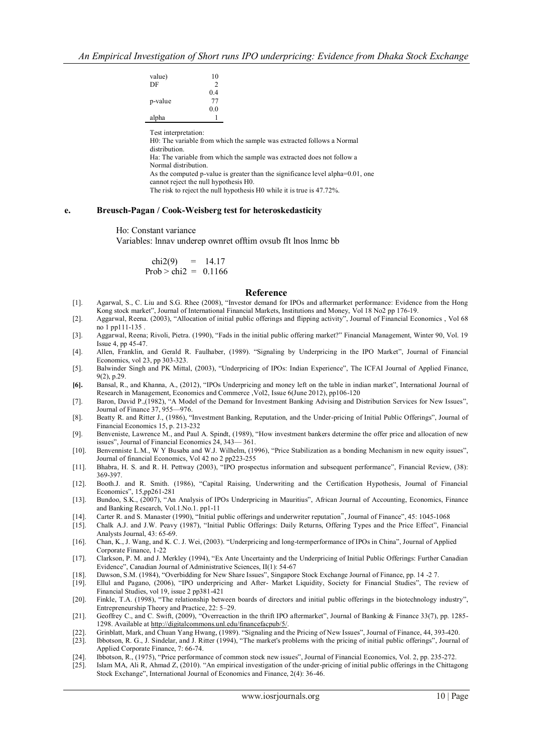| value) | 10 |
|---|---|
| DF | 2 |
| p-value | 0.477 |
| alpha | 0.01 |

Test interpretation:
H0: The variable from which the sample was extracted follows a Normal distribution.
Ha: The variable from which the sample was extracted does not follow a Normal distribution.
As the computed p-value is greater than the significance level alpha=0.01, one cannot reject the null hypothesis H0.
The risk to reject the null hypothesis H0 while it is true is 47.72%.

### e. Breusch-Pagan / Cook-Weisberg test for heteroskedasticity

Ho: Constant variance
Variables: lnnav underep ownret offtim ovsub flt lnos lnmc bb

chi2(9) = 14.17
Prob > chi2 = 0.1166

## Reference

[1]. Agarwal, S., C. Liu and S.G. Rhee (2008), "Investor demand for IPOs and aftermarket performance: Evidence from the Hong Kong stock market", Journal of International Financial Markets, Institutions and Money, Vol 18 No2 pp 176-19.

[2]. Aggarwal, Reena. (2003), "Allocation of initial public offerings and flipping activity", Journal of Financial Economics , Vol 68 no 1 pp111-135 .

[3]. Aggarwal, Reena; Rivoli, Pietra. (1990), "Fads in the initial public offering market?" Financial Management, Winter 90, Vol. 19 Issue 4, pp 45-47.

[4]. Allen, Franklin, and Gerald R. Faulhaber, (1989). "Signaling by Underpricing in the IPO Market", Journal of Financial Economics, vol 23, pp 303-323.

[5]. Balwinder Singh and PK Mittal, (2003), "Underpricing of IPOs: Indian Experience", The ICFAI Journal of Applied Finance, 9(2), p.29.

**[6].** Bansal, R., and Khanna, A., (2012), "IPOs Underpricing and money left on the table in indian market", International Journal of Research in Management, Economics and Commerce ,Vol2, Issue 6(June 2012), pp106-120

[7]. Baron, David P.,(1982), "A Model of the Demand for Investment Banking Advising and Distribution Services for New Issues", Journal of Finance 37, 955—976.

[8]. Beatty R. and Ritter J., (1986), "Investment Banking, Reputation, and the Under-pricing of Initial Public Offerings", Journal of Financial Economics 15, p. 213-232

[9]. Benveniste, Lawrence M., and Paul A. Spindt, (1989), "How investment bankers determine the offer price and allocation of new issues", Journal of Financial Economics 24, 343— 361.

[10]. Benvenniste L.M., W Y Busaba and W.J. Wilhelm, (1996), "Price Stabilization as a bonding Mechanism in new equity issues", Journal of financial Economics, Vol 42 no 2 pp223-255

[11]. Bhabra, H. S. and R. H. Pettway (2003), "IPO prospectus information and subsequent performance", Financial Review, (38): 369-397.

[12]. Booth.J. and R. Smith. (1986), "Capital Raising, Underwriting and the Certification Hypothesis, Journal of Financial Economics", 15,pp261-281

[13]. Bundoo, S.K., (2007), "An Analysis of IPOs Underpricing in Mauritius", African Journal of Accounting, Economics, Finance and Banking Research, Vol.1.No.1. pp1-11

[14]. Carter R. and S. Manaster (1990), "Initial public offerings and underwriter reputation", Journal of Finance", 45: 1045-1068

[15]. Chalk A.J. and J.W. Peavy (1987), "Initial Public Offerings: Daily Returns, Offering Types and the Price Effect", Financial Analysts Journal, 43: 65-69.

[16]. Chan, K., J. Wang, and K. C. J. Wei, (2003). "Underpricing and long-termperformance of IPOs in China", Journal of Applied Corporate Finance, 1-22

[17]. Clarkson, P. M. and J. Merkley (1994), "Ex Ante Uncertainty and the Underpricing of Initial Public Offerings: Further Canadian Evidence", Canadian Journal of Administrative Sciences, II(1): 54-67

[18]. Dawson, S.M. (1984), "Overbidding for New Share Issues", Singapore Stock Exchange Journal of Finance, pp. 14 -2 7.

[19]. Ellul and Pagano, (2006), "IPO underpricing and After- Market Liquidity, Society for Financial Studies", The review of Financial Studies, vol 19, issue 2 pp381-421

[20]. Finkle, T.A. (1998), "The relationship between boards of directors and initial public offerings in the biotechnology industry", Entrepreneurship Theory and Practice, 22: 5–29.

[21]. Geoffrey C., and C. Swift, (2009), "Overreaction in the thrift IPO aftermarket", Journal of Banking & Finance 33(7), pp. 1285-1298. Available at http://digitalcommons.unl.edu/financefacpub/5/.

[22]. Grinblatt, Mark, and Chuan Yang Hwang, (1989). "Signaling and the Pricing of New Issues", Journal of Finance, 44, 393-420.

[23]. Ibbotson, R. G., J. Sindelar, and J. Ritter (1994), "The market's problems with the pricing of initial public offerings", Journal of Applied Corporate Finance, 7: 66-74.

[24]. Ibbotson, R., (1975), "Price performance of common stock new issues", Journal of Financial Economics, Vol. 2, pp. 235-272.

[25]. Islam MA, Ali R, Ahmad Z, (2010). "An empirical investigation of the under-pricing of initial public offerings in the Chittagong Stock Exchange", International Journal of Economics and Finance, 2(4): 36-46.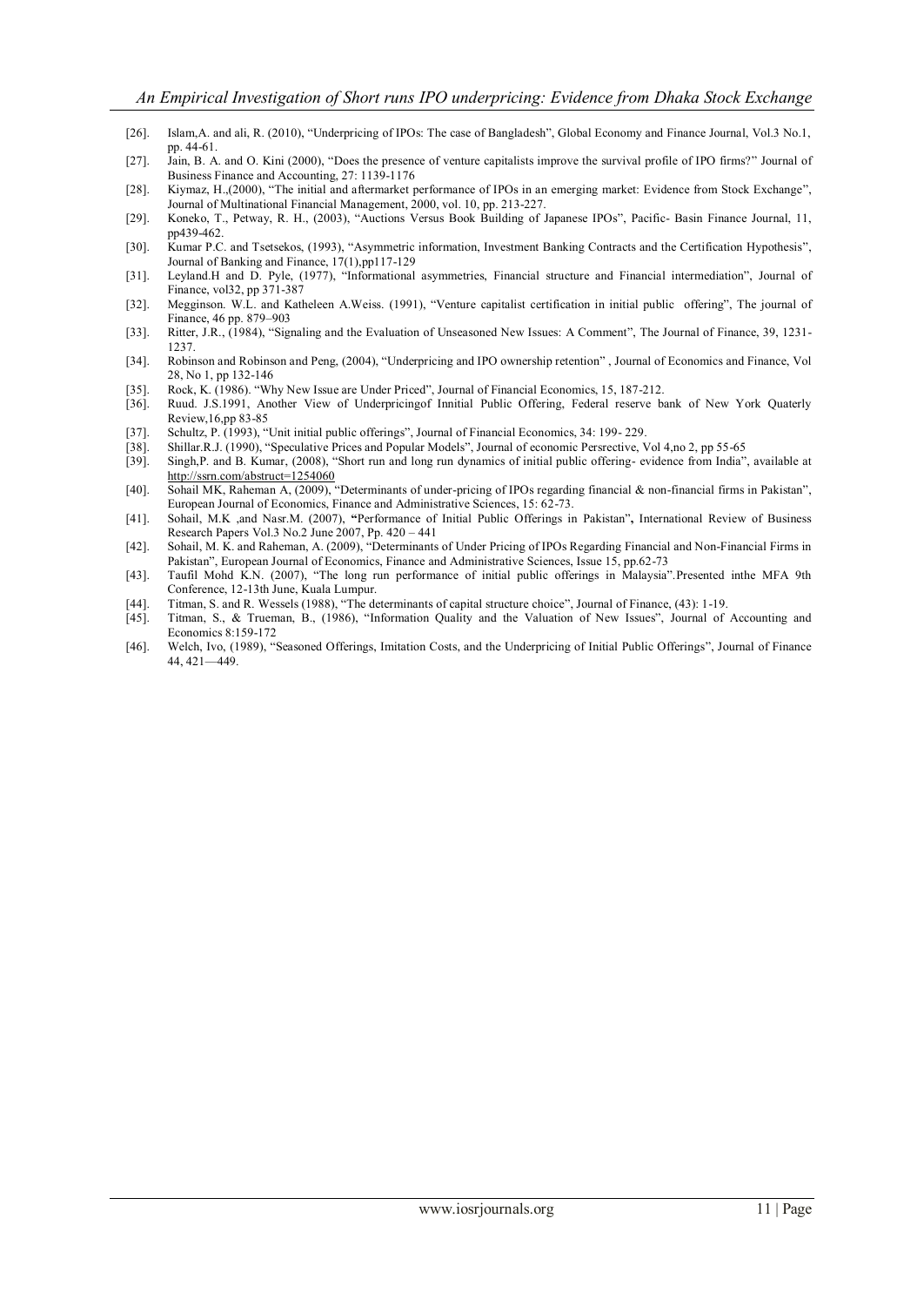[26]. Islam,A. and ali, R. (2010), "Underpricing of IPOs: The case of Bangladesh", Global Economy and Finance Journal, Vol.3 No.1, pp. 44-61.

[27]. Jain, B. A. and O. Kini (2000), "Does the presence of venture capitalists improve the survival profile of IPO firms?" Journal of Business Finance and Accounting, 27: 1139-1176

[28]. Kiymaz, H.,(2000), "The initial and aftermarket performance of IPOs in an emerging market: Evidence from Stock Exchange", Journal of Multinational Financial Management, 2000, vol. 10, pp. 213-227.

[29]. Koneko, T., Petway, R. H., (2003), "Auctions Versus Book Building of Japanese IPOs", Pacific- Basin Finance Journal, 11, pp439-462.

[30]. Kumar P.C. and Tsetsekos, (1993), "Asymmetric information, Investment Banking Contracts and the Certification Hypothesis", Journal of Banking and Finance, 17(1),pp117-129

[31]. Leyland.H and D. Pyle, (1977), "Informational asymmetries, Financial structure and Financial intermediation", Journal of Finance, vol32, pp 371-387

[32]. Megginson. W.L. and Katheleen A.Weiss. (1991), "Venture capitalist certification in initial public offering", The journal of Finance, 46 pp. 879–903

[33]. Ritter, J.R., (1984), "Signaling and the Evaluation of Unseasoned New Issues: A Comment", The Journal of Finance, 39, 1231-1237.

[34]. Robinson and Robinson and Peng, (2004), "Underpricing and IPO ownership retention" , Journal of Economics and Finance, Vol 28, No 1, pp 132-146

[35]. Rock, K. (1986). "Why New Issue are Under Priced", Journal of Financial Economics, 15, 187-212.

[36]. Ruud. J.S.1991, Another View of Underpricingof Innitial Public Offering, Federal reserve bank of New York Quaterly Review,16,pp 83-85

[37]. Schultz, P. (1993), "Unit initial public offerings", Journal of Financial Economics, 34: 199- 229.

[38]. Shillar.R.J. (1990), "Speculative Prices and Popular Models", Journal of economic Persrective, Vol 4,no 2, pp 55-65

[39]. Singh,P. and B. Kumar, (2008), "Short run and long run dynamics of initial public offering- evidence from India", available at http://ssrn.com/abstract=1254060

[40]. Sohail MK, Raheman A, (2009), "Determinants of under-pricing of IPOs regarding financial & non-financial firms in Pakistan", European Journal of Economics, Finance and Administrative Sciences, 15: 62-73.

[41]. Sohail, M.K ,and Nasr.M. (2007), **"**Performance of Initial Public Offerings in Pakistan"**,** International Review of Business Research Papers Vol.3 No.2 June 2007, Pp. 420 – 441

[42]. Sohail, M. K. and Raheman, A. (2009), "Determinants of Under Pricing of IPOs Regarding Financial and Non-Financial Firms in Pakistan", European Journal of Economics, Finance and Administrative Sciences, Issue 15, pp.62-73

[43]. Taufil Mohd K.N. (2007), "The long run performance of initial public offerings in Malaysia".Presented inthe MFA 9th Conference, 12-13th June, Kuala Lumpur.

[44]. Titman, S. and R. Wessels (1988), "The determinants of capital structure choice", Journal of Finance, (43): 1-19.

[45]. Titman, S., & Trueman, B., (1986), "Information Quality and the Valuation of New Issues", Journal of Accounting and Economics 8:159-172

[46]. Welch, Ivo, (1989), "Seasoned Offerings, Imitation Costs, and the Underpricing of Initial Public Offerings", Journal of Finance 44, 421—449.